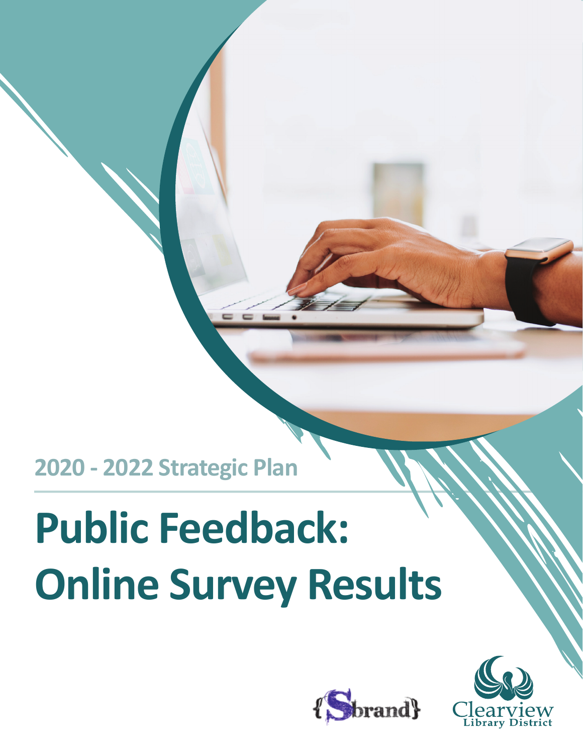2020 - 2022 Strategic Plan

# Public Feedback: Online Survey Results

{Sbrand}

Clearview Library District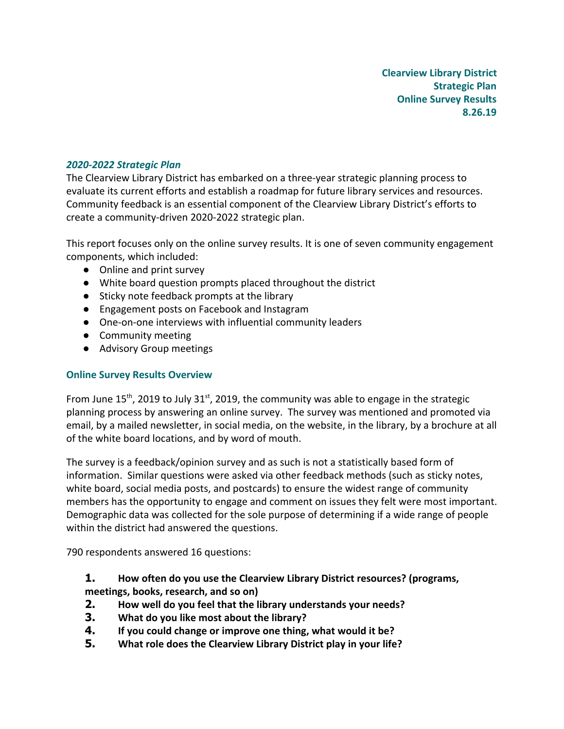**Clearview Library District**
**Strategic Plan**
**Online Survey Results**
**8.26.19**

### *2020-2022 Strategic Plan*

The Clearview Library District has embarked on a three-year strategic planning process to evaluate its current efforts and establish a roadmap for future library services and resources. Community feedback is an essential component of the Clearview Library District's efforts to create a community-driven 2020-2022 strategic plan.

This report focuses only on the online survey results. It is one of seven community engagement components, which included:

- Online and print survey
- White board question prompts placed throughout the district
- Sticky note feedback prompts at the library
- Engagement posts on Facebook and Instagram
- One-on-one interviews with influential community leaders
- Community meeting
- Advisory Group meetings

### Online Survey Results Overview

From June 15th, 2019 to July 31st, 2019, the community was able to engage in the strategic planning process by answering an online survey. The survey was mentioned and promoted via email, by a mailed newsletter, in social media, on the website, in the library, by a brochure at all of the white board locations, and by word of mouth.

The survey is a feedback/opinion survey and as such is not a statistically based form of information. Similar questions were asked via other feedback methods (such as sticky notes, white board, social media posts, and postcards) to ensure the widest range of community members has the opportunity to engage and comment on issues they felt were most important. Demographic data was collected for the sole purpose of determining if a wide range of people within the district had answered the questions.

790 respondents answered 16 questions:

1. **How often do you use the Clearview Library District resources? (programs, meetings, books, research, and so on)**
2. **How well do you feel that the library understands your needs?**
3. **What do you like most about the library?**
4. **If you could change or improve one thing, what would it be?**
5. **What role does the Clearview Library District play in your life?**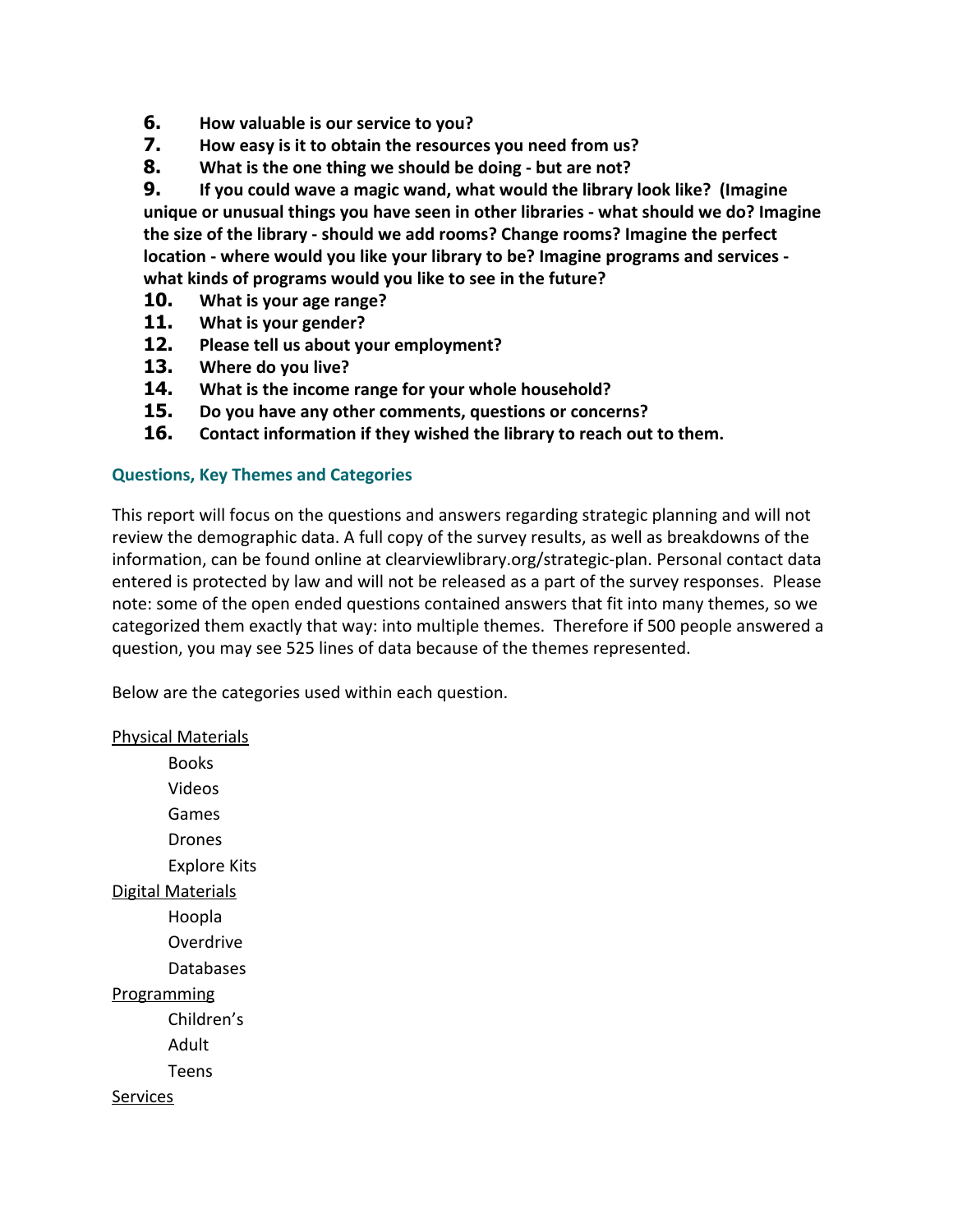6. **How valuable is our service to you?**
7. **How easy is it to obtain the resources you need from us?**
8. **What is the one thing we should be doing - but are not?**
9. **If you could wave a magic wand, what would the library look like? (Imagine unique or unusual things you have seen in other libraries - what should we do? Imagine the size of the library - should we add rooms? Change rooms? Imagine the perfect location - where would you like your library to be? Imagine programs and services - what kinds of programs would you like to see in the future?**
10. **What is your age range?**
11. **What is your gender?**
12. **Please tell us about your employment?**
13. **Where do you live?**
14. **What is the income range for your whole household?**
15. **Do you have any other comments, questions or concerns?**
16. **Contact information if they wished the library to reach out to them.**

### Questions, Key Themes and Categories

This report will focus on the questions and answers regarding strategic planning and will not review the demographic data. A full copy of the survey results, as well as breakdowns of the information, can be found online at clearviewlibrary.org/strategic-plan. Personal contact data entered is protected by law and will not be released as a part of the survey responses. Please note: some of the open ended questions contained answers that fit into many themes, so we categorized them exactly that way: into multiple themes. Therefore if 500 people answered a question, you may see 525 lines of data because of the themes represented.

Below are the categories used within each question.

<u>Physical Materials</u>

- Books
- Videos
- Games
- Drones
- Explore Kits

<u>Digital Materials</u>

- Hoopla
- Overdrive
- Databases

<u>Programming</u>

- Children's
- Adult
- Teens

<u>Services</u>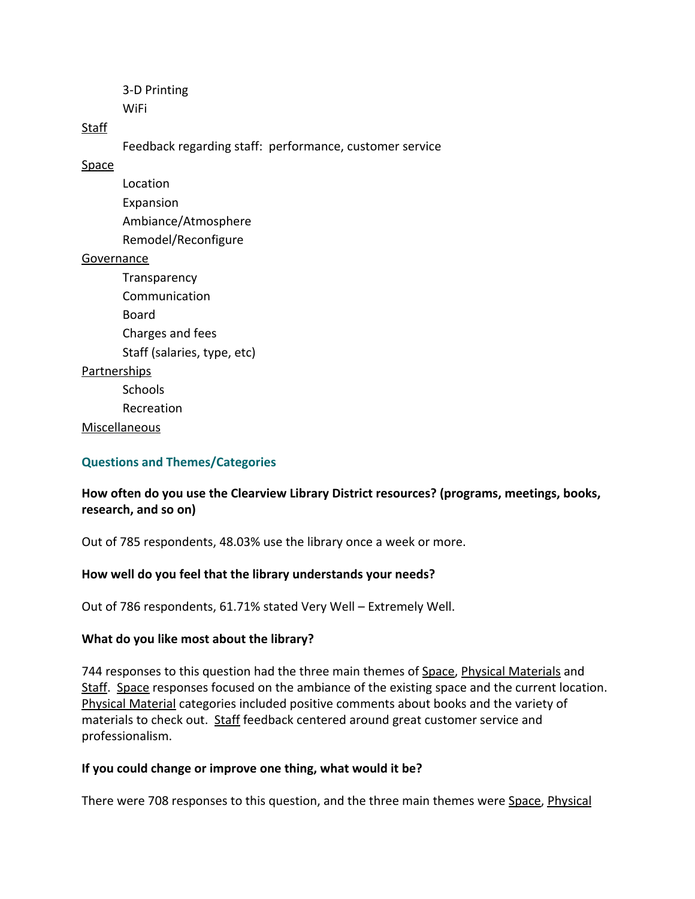- 3-D Printing
- WiFi

<u>Staff</u>

- Feedback regarding staff: performance, customer service

<u>Space</u>

- Location
- Expansion
- Ambiance/Atmosphere
- Remodel/Reconfigure

<u>Governance</u>

- Transparency
- Communication
- Board
- Charges and fees
- Staff (salaries, type, etc)

<u>Partnerships</u>

- Schools
- Recreation

<u>Miscellaneous</u>

### Questions and Themes/Categories

**How often do you use the Clearview Library District resources? (programs, meetings, books, research, and so on)**

Out of 785 respondents, 48.03% use the library once a week or more.

**How well do you feel that the library understands your needs?**

Out of 786 respondents, 61.71% stated Very Well – Extremely Well.

**What do you like most about the library?**

744 responses to this question had the three main themes of <u>Space</u>, <u>Physical Materials</u> and <u>Staff</u>. <u>Space</u> responses focused on the ambiance of the existing space and the current location. <u>Physical Material</u> categories included positive comments about books and the variety of materials to check out. <u>Staff</u> feedback centered around great customer service and professionalism.

**If you could change or improve one thing, what would it be?**

There were 708 responses to this question, and the three main themes were <u>Space</u>, <u>Physical</u>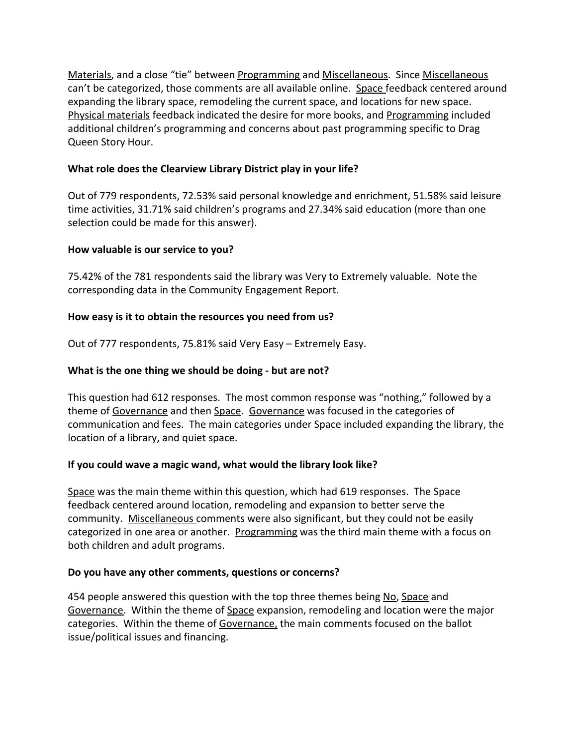Materials, and a close "tie" between Programming and Miscellaneous. Since Miscellaneous can't be categorized, those comments are all available online. Space feedback centered around expanding the library space, remodeling the current space, and locations for new space. Physical materials feedback indicated the desire for more books, and Programming included additional children's programming and concerns about past programming specific to Drag Queen Story Hour.

**What role does the Clearview Library District play in your life?**

Out of 779 respondents, 72.53% said personal knowledge and enrichment, 51.58% said leisure time activities, 31.71% said children's programs and 27.34% said education (more than one selection could be made for this answer).

**How valuable is our service to you?**

75.42% of the 781 respondents said the library was Very to Extremely valuable. Note the corresponding data in the Community Engagement Report.

**How easy is it to obtain the resources you need from us?**

Out of 777 respondents, 75.81% said Very Easy – Extremely Easy.

**What is the one thing we should be doing - but are not?**

This question had 612 responses. The most common response was "nothing," followed by a theme of Governance and then Space. Governance was focused in the categories of communication and fees. The main categories under Space included expanding the library, the location of a library, and quiet space.

**If you could wave a magic wand, what would the library look like?**

Space was the main theme within this question, which had 619 responses. The Space feedback centered around location, remodeling and expansion to better serve the community. Miscellaneous comments were also significant, but they could not be easily categorized in one area or another. Programming was the third main theme with a focus on both children and adult programs.

**Do you have any other comments, questions or concerns?**

454 people answered this question with the top three themes being No, Space and Governance. Within the theme of Space expansion, remodeling and location were the major categories. Within the theme of Governance, the main comments focused on the ballot issue/political issues and financing.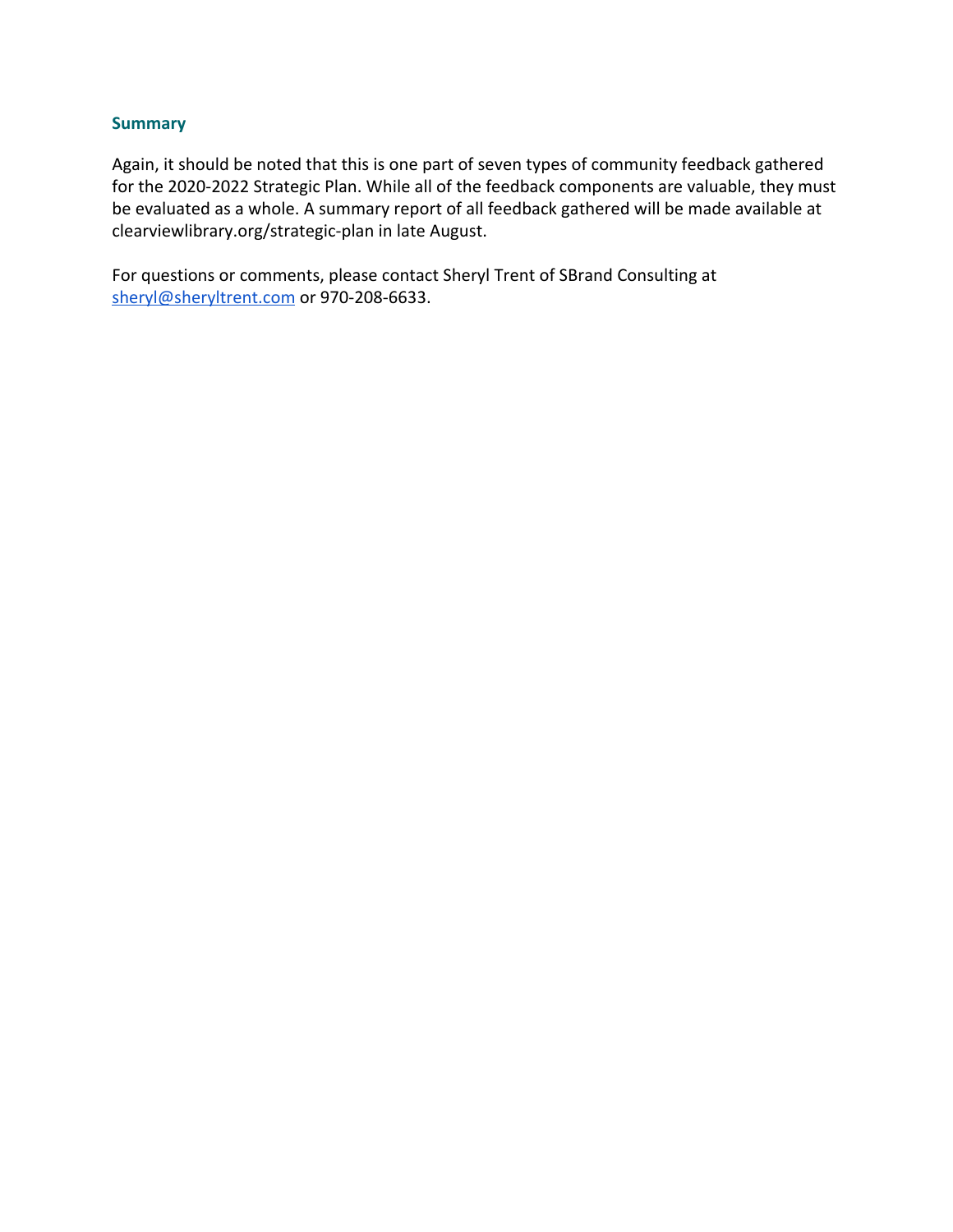### Summary

Again, it should be noted that this is one part of seven types of community feedback gathered for the 2020-2022 Strategic Plan. While all of the feedback components are valuable, they must be evaluated as a whole. A summary report of all feedback gathered will be made available at clearviewlibrary.org/strategic-plan in late August.

For questions or comments, please contact Sheryl Trent of SBrand Consulting at [sheryl@sheryltrent.com](mailto:sheryl@sheryltrent.com) or 970-208-6633.